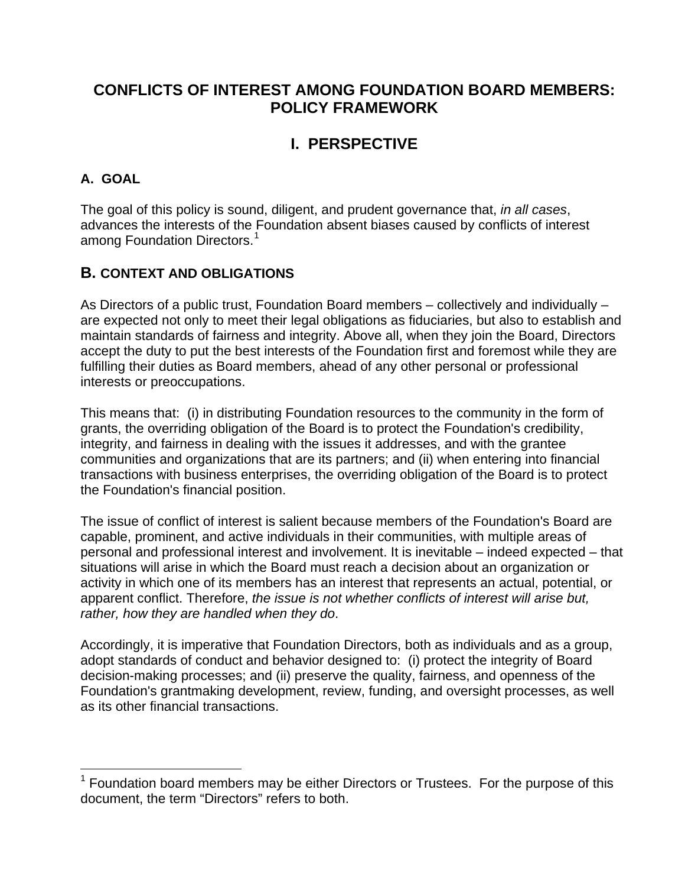# CONFLICTS OF INTEREST AMONG FOUNDATION BOARD MEMBERS: POLICY FRAMEWORK

## I. PERSPECTIVE

### A. GOAL

The goal of this policy is sound, diligent, and prudent governance that, *in all cases*, advances the interests of the Foundation absent biases caused by conflicts of interest among Foundation Directors.[1]

### B. CONTEXT AND OBLIGATIONS

As Directors of a public trust, Foundation Board members – collectively and individually – are expected not only to meet their legal obligations as fiduciaries, but also to establish and maintain standards of fairness and integrity. Above all, when they join the Board, Directors accept the duty to put the best interests of the Foundation first and foremost while they are fulfilling their duties as Board members, ahead of any other personal or professional interests or preoccupations.

This means that: (i) in distributing Foundation resources to the community in the form of grants, the overriding obligation of the Board is to protect the Foundation's credibility, integrity, and fairness in dealing with the issues it addresses, and with the grantee communities and organizations that are its partners; and (ii) when entering into financial transactions with business enterprises, the overriding obligation of the Board is to protect the Foundation's financial position.

The issue of conflict of interest is salient because members of the Foundation's Board are capable, prominent, and active individuals in their communities, with multiple areas of personal and professional interest and involvement. It is inevitable – indeed expected – that situations will arise in which the Board must reach a decision about an organization or activity in which one of its members has an interest that represents an actual, potential, or apparent conflict. Therefore, *the issue is not whether conflicts of interest will arise but, rather, how they are handled when they do*.

Accordingly, it is imperative that Foundation Directors, both as individuals and as a group, adopt standards of conduct and behavior designed to: (i) protect the integrity of Board decision-making processes; and (ii) preserve the quality, fairness, and openness of the Foundation's grantmaking development, review, funding, and oversight processes, as well as its other financial transactions.

---

[1] Foundation board members may be either Directors or Trustees. For the purpose of this document, the term "Directors" refers to both.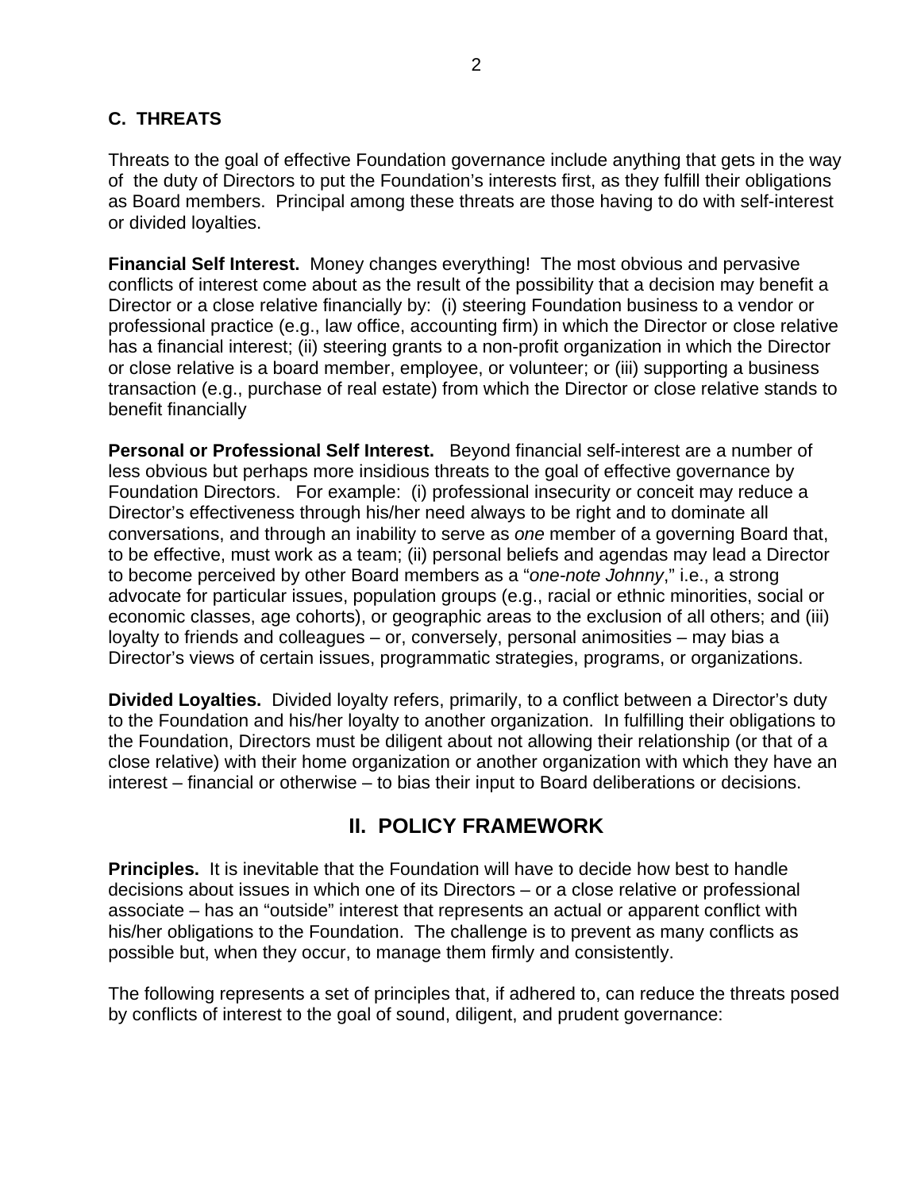### C. THREATS

Threats to the goal of effective Foundation governance include anything that gets in the way of the duty of Directors to put the Foundation's interests first, as they fulfill their obligations as Board members. Principal among these threats are those having to do with self-interest or divided loyalties.

**Financial Self Interest.** Money changes everything! The most obvious and pervasive conflicts of interest come about as the result of the possibility that a decision may benefit a Director or a close relative financially by: (i) steering Foundation business to a vendor or professional practice (e.g., law office, accounting firm) in which the Director or close relative has a financial interest; (ii) steering grants to a non-profit organization in which the Director or close relative is a board member, employee, or volunteer; or (iii) supporting a business transaction (e.g., purchase of real estate) from which the Director or close relative stands to benefit financially

**Personal or Professional Self Interest.** Beyond financial self-interest are a number of less obvious but perhaps more insidious threats to the goal of effective governance by Foundation Directors. For example: (i) professional insecurity or conceit may reduce a Director's effectiveness through his/her need always to be right and to dominate all conversations, and through an inability to serve as *one* member of a governing Board that, to be effective, must work as a team; (ii) personal beliefs and agendas may lead a Director to become perceived by other Board members as a "*one-note Johnny*," i.e., a strong advocate for particular issues, population groups (e.g., racial or ethnic minorities, social or economic classes, age cohorts), or geographic areas to the exclusion of all others; and (iii) loyalty to friends and colleagues – or, conversely, personal animosities – may bias a Director's views of certain issues, programmatic strategies, programs, or organizations.

**Divided Loyalties.** Divided loyalty refers, primarily, to a conflict between a Director's duty to the Foundation and his/her loyalty to another organization. In fulfilling their obligations to the Foundation, Directors must be diligent about not allowing their relationship (or that of a close relative) with their home organization or another organization with which they have an interest – financial or otherwise – to bias their input to Board deliberations or decisions.

## II. POLICY FRAMEWORK

**Principles.** It is inevitable that the Foundation will have to decide how best to handle decisions about issues in which one of its Directors – or a close relative or professional associate – has an "outside" interest that represents an actual or apparent conflict with his/her obligations to the Foundation. The challenge is to prevent as many conflicts as possible but, when they occur, to manage them firmly and consistently.

The following represents a set of principles that, if adhered to, can reduce the threats posed by conflicts of interest to the goal of sound, diligent, and prudent governance: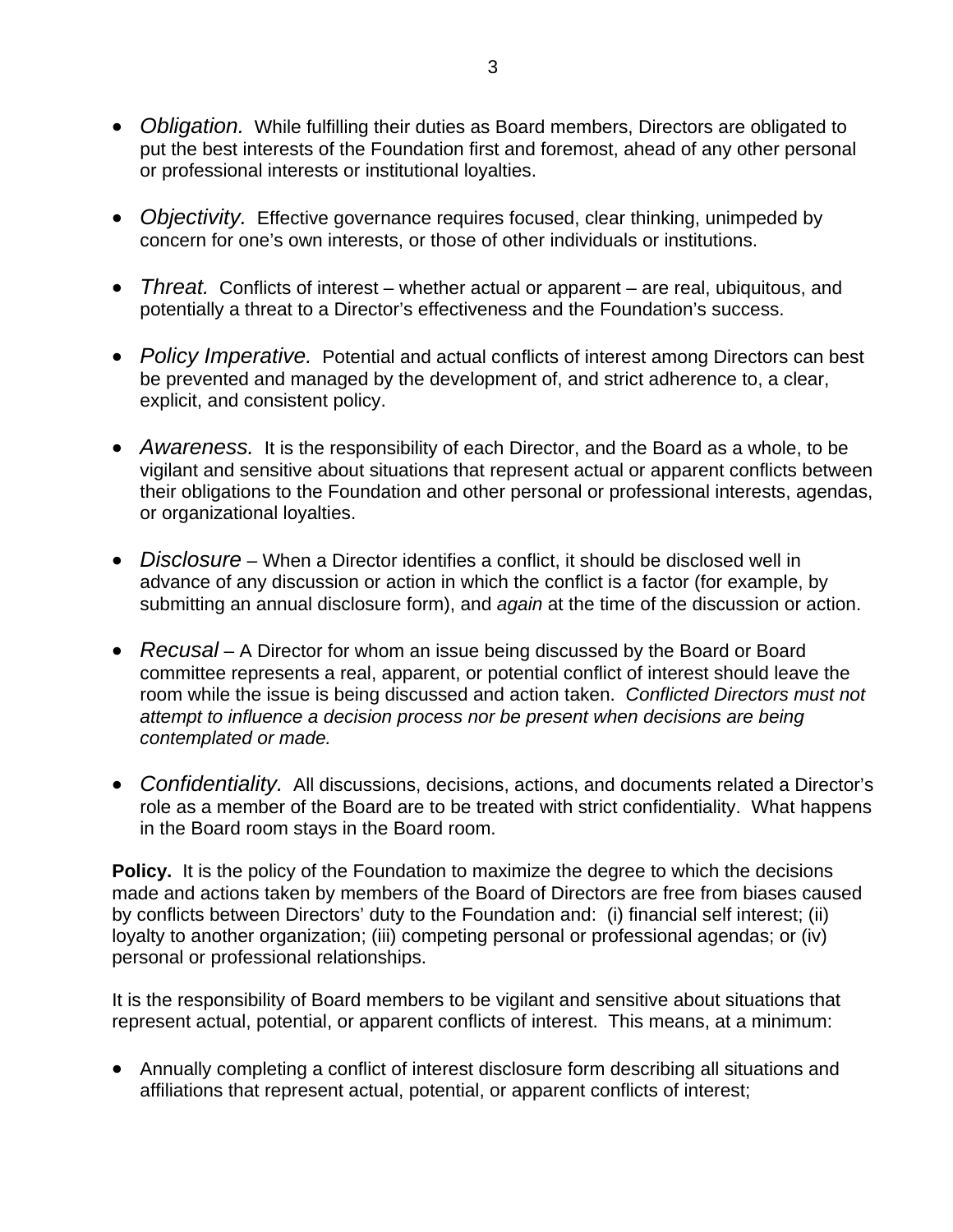- *Obligation.* While fulfilling their duties as Board members, Directors are obligated to put the best interests of the Foundation first and foremost, ahead of any other personal or professional interests or institutional loyalties.

- *Objectivity.* Effective governance requires focused, clear thinking, unimpeded by concern for one's own interests, or those of other individuals or institutions.

- *Threat.* Conflicts of interest – whether actual or apparent – are real, ubiquitous, and potentially a threat to a Director's effectiveness and the Foundation's success.

- *Policy Imperative.* Potential and actual conflicts of interest among Directors can best be prevented and managed by the development of, and strict adherence to, a clear, explicit, and consistent policy.

- *Awareness.* It is the responsibility of each Director, and the Board as a whole, to be vigilant and sensitive about situations that represent actual or apparent conflicts between their obligations to the Foundation and other personal or professional interests, agendas, or organizational loyalties.

- *Disclosure* – When a Director identifies a conflict, it should be disclosed well in advance of any discussion or action in which the conflict is a factor (for example, by submitting an annual disclosure form), and *again* at the time of the discussion or action.

- *Recusal* – A Director for whom an issue being discussed by the Board or Board committee represents a real, apparent, or potential conflict of interest should leave the room while the issue is being discussed and action taken. *Conflicted Directors must not attempt to influence a decision process nor be present when decisions are being contemplated or made.*

- *Confidentiality.* All discussions, decisions, actions, and documents related a Director's role as a member of the Board are to be treated with strict confidentiality. What happens in the Board room stays in the Board room.

**Policy.** It is the policy of the Foundation to maximize the degree to which the decisions made and actions taken by members of the Board of Directors are free from biases caused by conflicts between Directors' duty to the Foundation and: (i) financial self interest; (ii) loyalty to another organization; (iii) competing personal or professional agendas; or (iv) personal or professional relationships.

It is the responsibility of Board members to be vigilant and sensitive about situations that represent actual, potential, or apparent conflicts of interest. This means, at a minimum:

- Annually completing a conflict of interest disclosure form describing all situations and affiliations that represent actual, potential, or apparent conflicts of interest;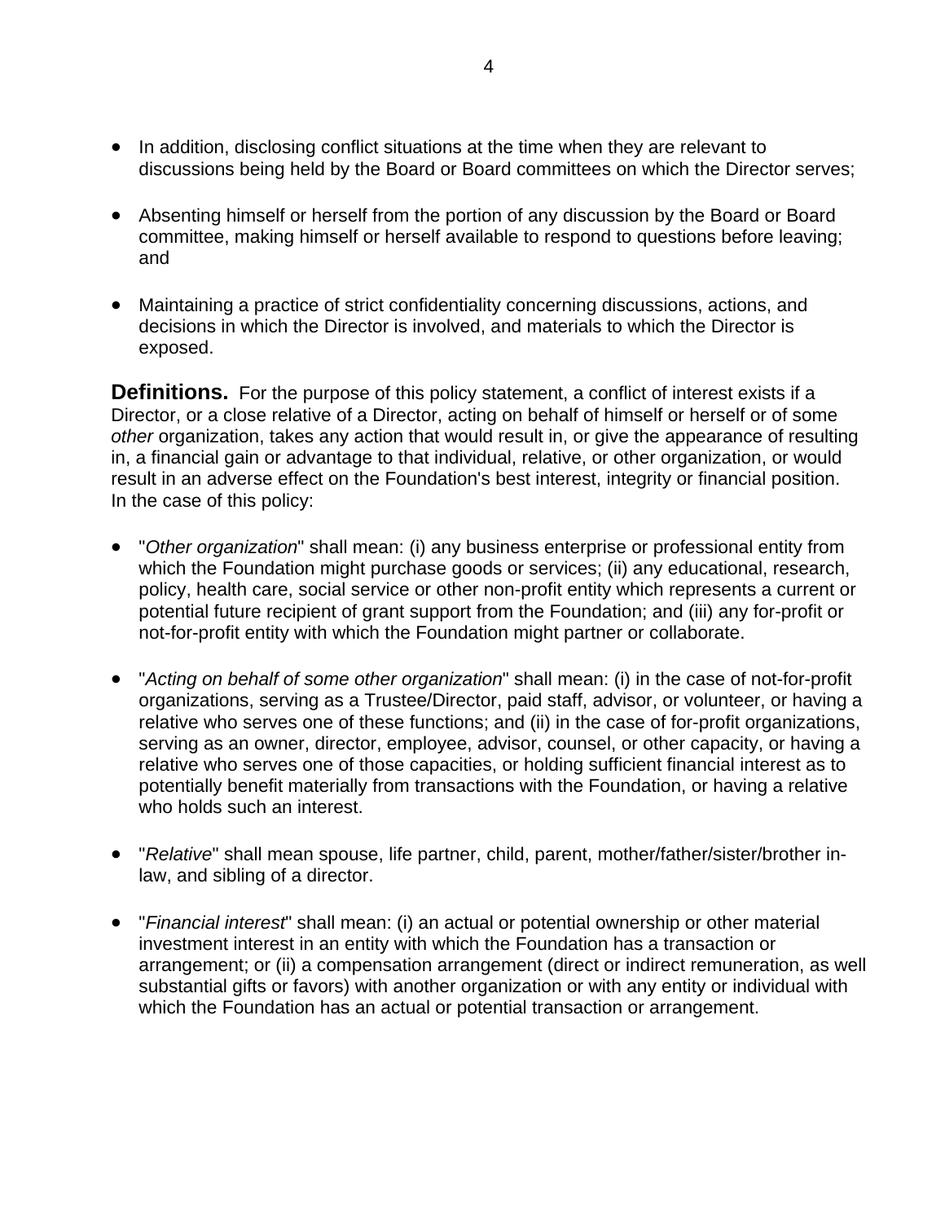- In addition, disclosing conflict situations at the time when they are relevant to discussions being held by the Board or Board committees on which the Director serves;

- Absenting himself or herself from the portion of any discussion by the Board or Board committee, making himself or herself available to respond to questions before leaving; and

- Maintaining a practice of strict confidentiality concerning discussions, actions, and decisions in which the Director is involved, and materials to which the Director is exposed.

**Definitions.** For the purpose of this policy statement, a conflict of interest exists if a Director, or a close relative of a Director, acting on behalf of himself or herself or of some *other* organization, takes any action that would result in, or give the appearance of resulting in, a financial gain or advantage to that individual, relative, or other organization, or would result in an adverse effect on the Foundation's best interest, integrity or financial position. In the case of this policy:

- "*Other organization*" shall mean: (i) any business enterprise or professional entity from which the Foundation might purchase goods or services; (ii) any educational, research, policy, health care, social service or other non-profit entity which represents a current or potential future recipient of grant support from the Foundation; and (iii) any for-profit or not-for-profit entity with which the Foundation might partner or collaborate.

- "*Acting on behalf of some other organization*" shall mean: (i) in the case of not-for-profit organizations, serving as a Trustee/Director, paid staff, advisor, or volunteer, or having a relative who serves one of these functions; and (ii) in the case of for-profit organizations, serving as an owner, director, employee, advisor, counsel, or other capacity, or having a relative who serves one of those capacities, or holding sufficient financial interest as to potentially benefit materially from transactions with the Foundation, or having a relative who holds such an interest.

- "*Relative*" shall mean spouse, life partner, child, parent, mother/father/sister/brother in-law, and sibling of a director.

- "*Financial interest*" shall mean: (i) an actual or potential ownership or other material investment interest in an entity with which the Foundation has a transaction or arrangement; or (ii) a compensation arrangement (direct or indirect remuneration, as well substantial gifts or favors) with another organization or with any entity or individual with which the Foundation has an actual or potential transaction or arrangement.